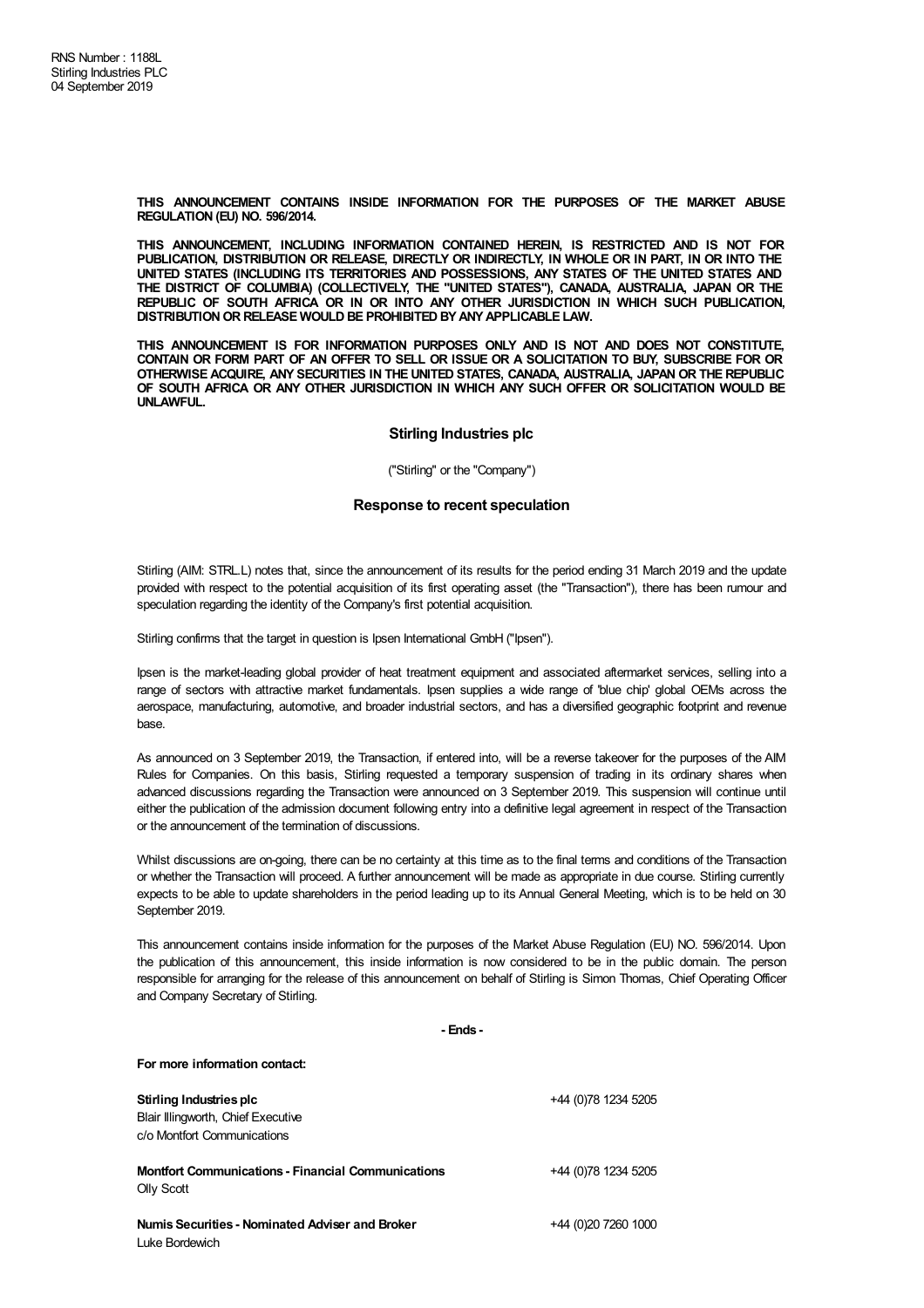RNS Number : 1188L
Stirling Industries PLC
04 September 2019

**THIS ANNOUNCEMENT CONTAINS INSIDE INFORMATION FOR THE PURPOSES OF THE MARKET ABUSE REGULATION (EU) NO. 596/2014.**

**THIS ANNOUNCEMENT, INCLUDING INFORMATION CONTAINED HEREIN, IS RESTRICTED AND IS NOT FOR PUBLICATION, DISTRIBUTION OR RELEASE, DIRECTLY OR INDIRECTLY, IN WHOLE OR IN PART, IN OR INTO THE UNITED STATES (INCLUDING ITS TERRITORIES AND POSSESSIONS, ANY STATES OF THE UNITED STATES AND THE DISTRICT OF COLUMBIA) (COLLECTIVELY, THE "UNITED STATES"), CANADA, AUSTRALIA, JAPAN OR THE REPUBLIC OF SOUTH AFRICA OR IN OR INTO ANY OTHER JURISDICTION IN WHICH SUCH PUBLICATION, DISTRIBUTION OR RELEASE WOULD BE PROHIBITED BY ANY APPLICABLE LAW.**

**THIS ANNOUNCEMENT IS FOR INFORMATION PURPOSES ONLY AND IS NOT AND DOES NOT CONSTITUTE, CONTAIN OR FORM PART OF AN OFFER TO SELL OR ISSUE OR A SOLICITATION TO BUY, SUBSCRIBE FOR OR OTHERWISE ACQUIRE, ANY SECURITIES IN THE UNITED STATES, CANADA, AUSTRALIA, JAPAN OR THE REPUBLIC OF SOUTH AFRICA OR ANY OTHER JURISDICTION IN WHICH ANY SUCH OFFER OR SOLICITATION WOULD BE UNLAWFUL.**

# Stirling Industries plc

("Stirling" or the "Company")

## Response to recent speculation

Stirling (AIM: STRL.L) notes that, since the announcement of its results for the period ending 31 March 2019 and the update provided with respect to the potential acquisition of its first operating asset (the "Transaction"), there has been rumour and speculation regarding the identity of the Company's first potential acquisition.

Stirling confirms that the target in question is Ipsen International GmbH ("Ipsen").

Ipsen is the market-leading global provider of heat treatment equipment and associated aftermarket services, selling into a range of sectors with attractive market fundamentals. Ipsen supplies a wide range of 'blue chip' global OEMs across the aerospace, manufacturing, automotive, and broader industrial sectors, and has a diversified geographic footprint and revenue base.

As announced on 3 September 2019, the Transaction, if entered into, will be a reverse takeover for the purposes of the AIM Rules for Companies. On this basis, Stirling requested a temporary suspension of trading in its ordinary shares when advanced discussions regarding the Transaction were announced on 3 September 2019. This suspension will continue until either the publication of the admission document following entry into a definitive legal agreement in respect of the Transaction or the announcement of the termination of discussions.

Whilst discussions are on-going, there can be no certainty at this time as to the final terms and conditions of the Transaction or whether the Transaction will proceed. A further announcement will be made as appropriate in due course. Stirling currently expects to be able to update shareholders in the period leading up to its Annual General Meeting, which is to be held on 30 September 2019.

This announcement contains inside information for the purposes of the Market Abuse Regulation (EU) NO. 596/2014. Upon the publication of this announcement, this inside information is now considered to be in the public domain. The person responsible for arranging for the release of this announcement on behalf of Stirling is Simon Thomas, Chief Operating Officer and Company Secretary of Stirling.

**- Ends -**

**For more information contact:**

| | |
|---|---|
| **Stirling Industries plc**<br>Blair Illingworth, Chief Executive<br>c/o Montfort Communications | +44 (0)78 1234 5205 |
| **Montfort Communications - Financial Communications**<br>Olly Scott | +44 (0)78 1234 5205 |
| **Numis Securities - Nominated Adviser and Broker**<br>Luke Bordewich | +44 (0)20 7260 1000 |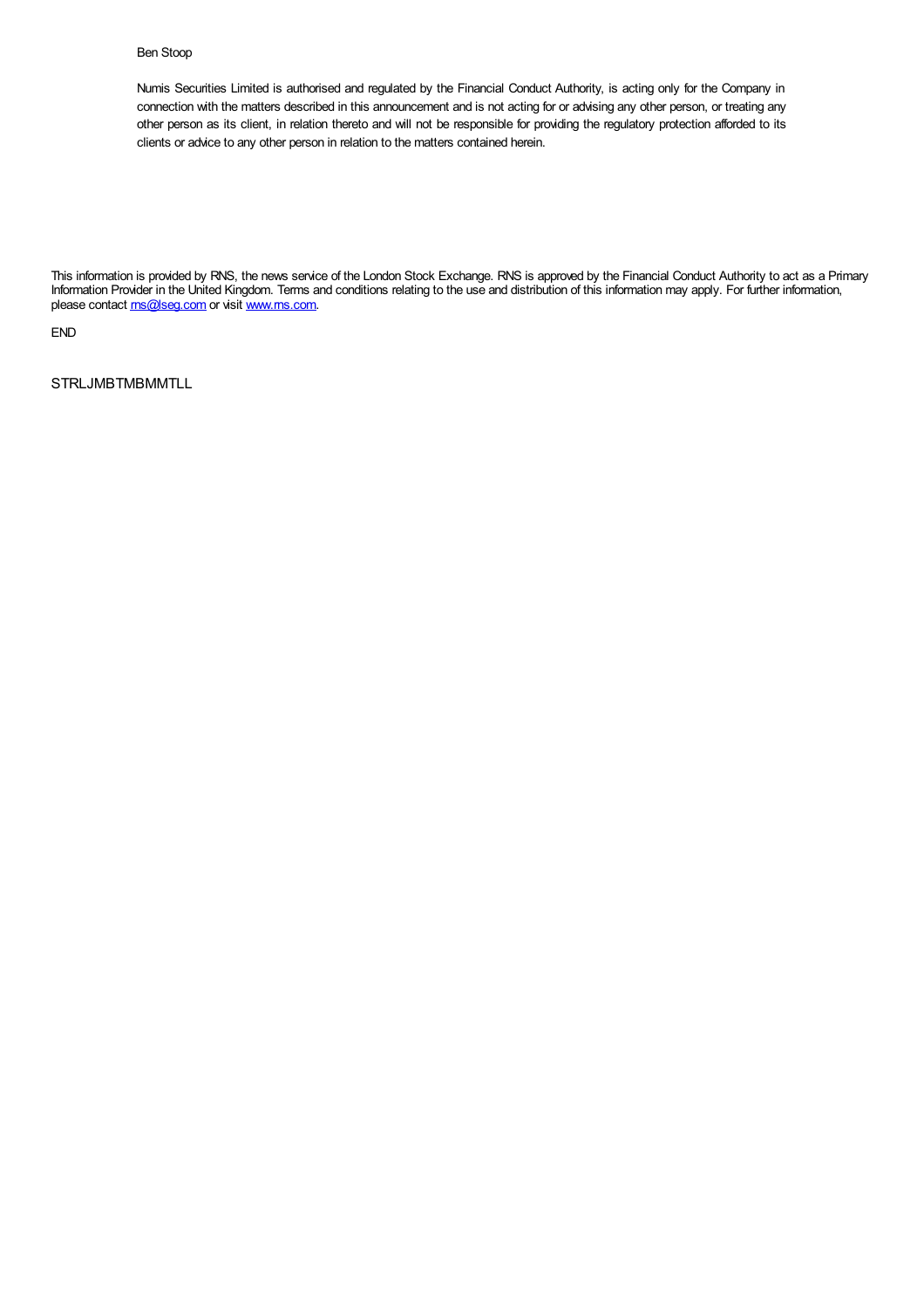Ben Stoop

Numis Securities Limited is authorised and regulated by the Financial Conduct Authority, is acting only for the Company in connection with the matters described in this announcement and is not acting for or advising any other person, or treating any other person as its client, in relation thereto and will not be responsible for providing the regulatory protection afforded to its clients or advice to any other person in relation to the matters contained herein.

This information is provided by RNS, the news service of the London Stock Exchange. RNS is approved by the Financial Conduct Authority to act as a Primary Information Provider in the United Kingdom. Terms and conditions relating to the use and distribution of this information may apply. For further information, please contact rns@lseg.com or visit www.rns.com.

END

STRLJMBTMBMMTLL